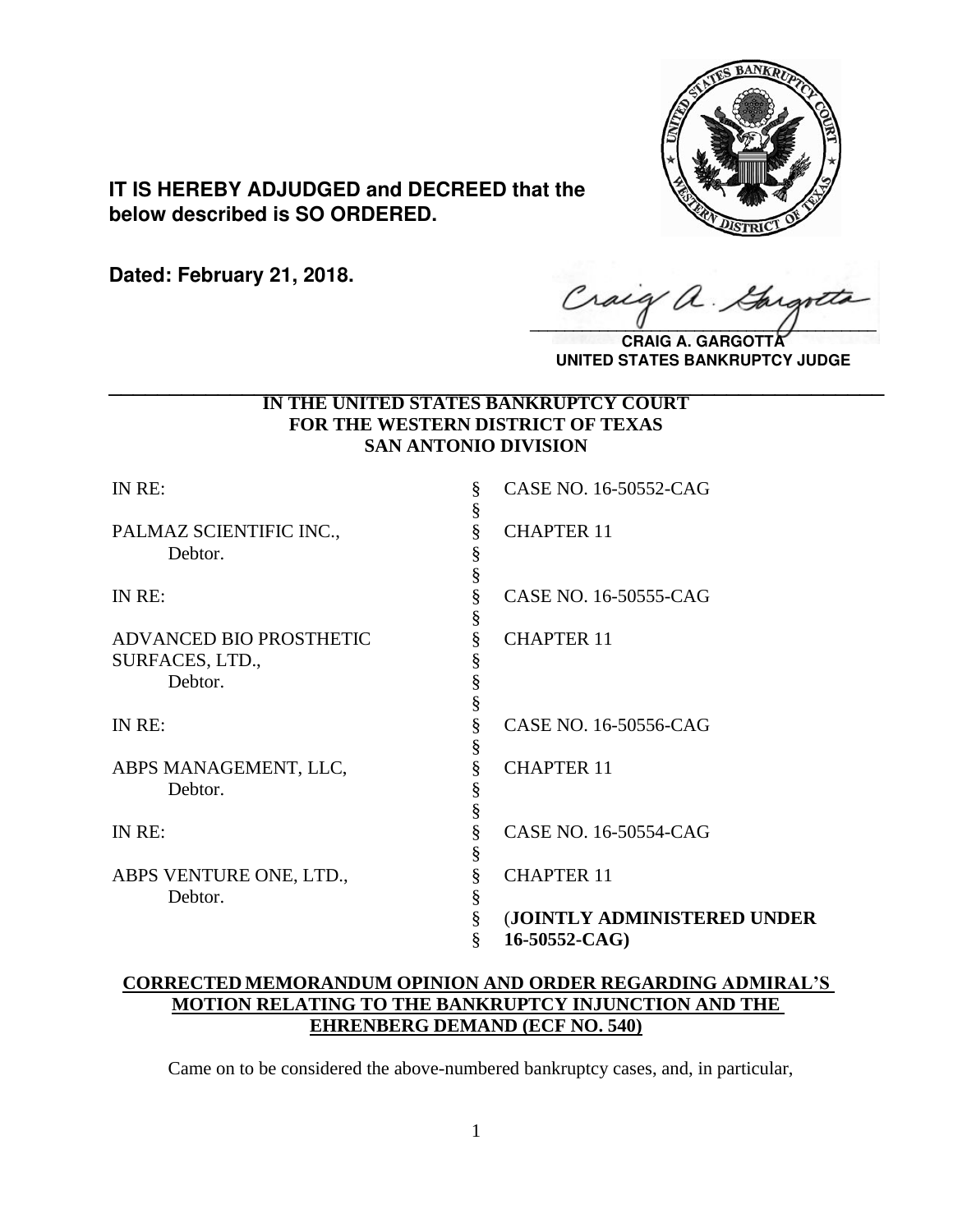**IT IS HEREBY ADJUDGED and DECREED that the below described is SO ORDERED.**

**Dated: February 21, 2018.**

**CRAIG A. GARGOTTA**
**UNITED STATES BANKRUPTCY JUDGE**

---

**IN THE UNITED STATES BANKRUPTCY COURT**
**FOR THE WESTERN DISTRICT OF TEXAS**
**SAN ANTONIO DIVISION**

| | | |
|---|---|---|
| IN RE: | § | CASE NO. 16-50552-CAG |
| | § | |
| PALMAZ SCIENTIFIC INC., | § | CHAPTER 11 |
| Debtor. | § | |
| | § | |
| IN RE: | § | CASE NO. 16-50555-CAG |
| | § | |
| ADVANCED BIO PROSTHETIC | § | CHAPTER 11 |
| SURFACES, LTD., | § | |
| Debtor. | § | |
| | § | |
| IN RE: | § | CASE NO. 16-50556-CAG |
| | § | |
| ABPS MANAGEMENT, LLC, | § | CHAPTER 11 |
| Debtor. | § | |
| | § | |
| IN RE: | § | CASE NO. 16-50554-CAG |
| | § | |
| ABPS VENTURE ONE, LTD., | § | CHAPTER 11 |
| Debtor. | § | |
| | § | (**JOINTLY ADMINISTERED UNDER** |
| | § | **16-50552-CAG)** |

**CORRECTED MEMORANDUM OPINION AND ORDER REGARDING ADMIRAL'S MOTION RELATING TO THE BANKRUPTCY INJUNCTION AND THE EHRENBERG DEMAND (ECF NO. 540)**

Came on to be considered the above-numbered bankruptcy cases, and, in particular,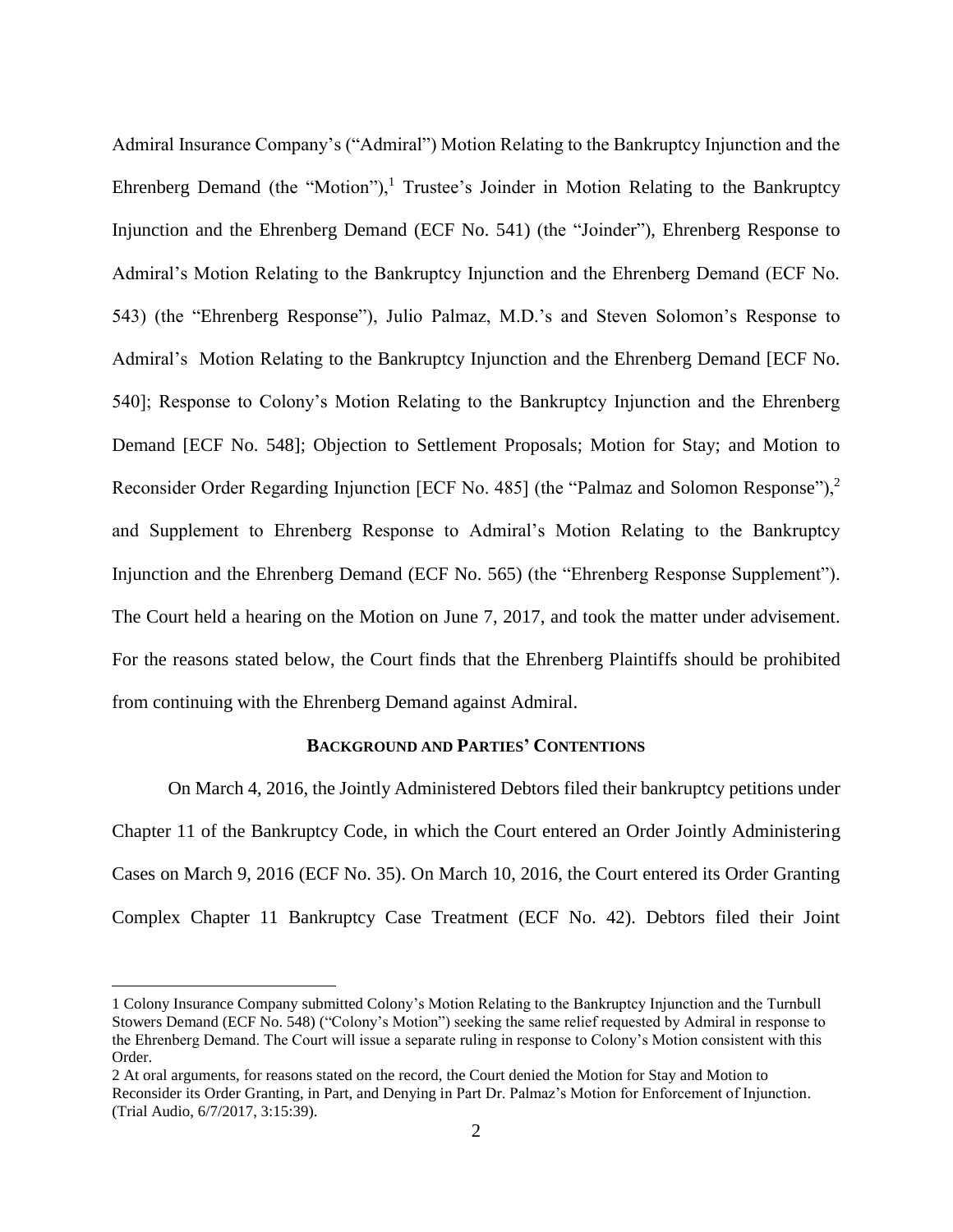Admiral Insurance Company's ("Admiral") Motion Relating to the Bankruptcy Injunction and the Ehrenberg Demand (the "Motion"),[1] Trustee's Joinder in Motion Relating to the Bankruptcy Injunction and the Ehrenberg Demand (ECF No. 541) (the "Joinder"), Ehrenberg Response to Admiral's Motion Relating to the Bankruptcy Injunction and the Ehrenberg Demand (ECF No. 543) (the "Ehrenberg Response"), Julio Palmaz, M.D.'s and Steven Solomon's Response to Admiral's Motion Relating to the Bankruptcy Injunction and the Ehrenberg Demand [ECF No. 540]; Response to Colony's Motion Relating to the Bankruptcy Injunction and the Ehrenberg Demand [ECF No. 548]; Objection to Settlement Proposals; Motion for Stay; and Motion to Reconsider Order Regarding Injunction [ECF No. 485] (the "Palmaz and Solomon Response"),[2] and Supplement to Ehrenberg Response to Admiral's Motion Relating to the Bankruptcy Injunction and the Ehrenberg Demand (ECF No. 565) (the "Ehrenberg Response Supplement"). The Court held a hearing on the Motion on June 7, 2017, and took the matter under advisement. For the reasons stated below, the Court finds that the Ehrenberg Plaintiffs should be prohibited from continuing with the Ehrenberg Demand against Admiral.

## BACKGROUND AND PARTIES' CONTENTIONS

On March 4, 2016, the Jointly Administered Debtors filed their bankruptcy petitions under Chapter 11 of the Bankruptcy Code, in which the Court entered an Order Jointly Administering Cases on March 9, 2016 (ECF No. 35). On March 10, 2016, the Court entered its Order Granting Complex Chapter 11 Bankruptcy Case Treatment (ECF No. 42). Debtors filed their Joint

---

[1] Colony Insurance Company submitted Colony's Motion Relating to the Bankruptcy Injunction and the Turnbull Stowers Demand (ECF No. 548) ("Colony's Motion") seeking the same relief requested by Admiral in response to the Ehrenberg Demand. The Court will issue a separate ruling in response to Colony's Motion consistent with this Order.

[2] At oral arguments, for reasons stated on the record, the Court denied the Motion for Stay and Motion to Reconsider its Order Granting, in Part, and Denying in Part Dr. Palmaz's Motion for Enforcement of Injunction. (Trial Audio, 6/7/2017, 3:15:39).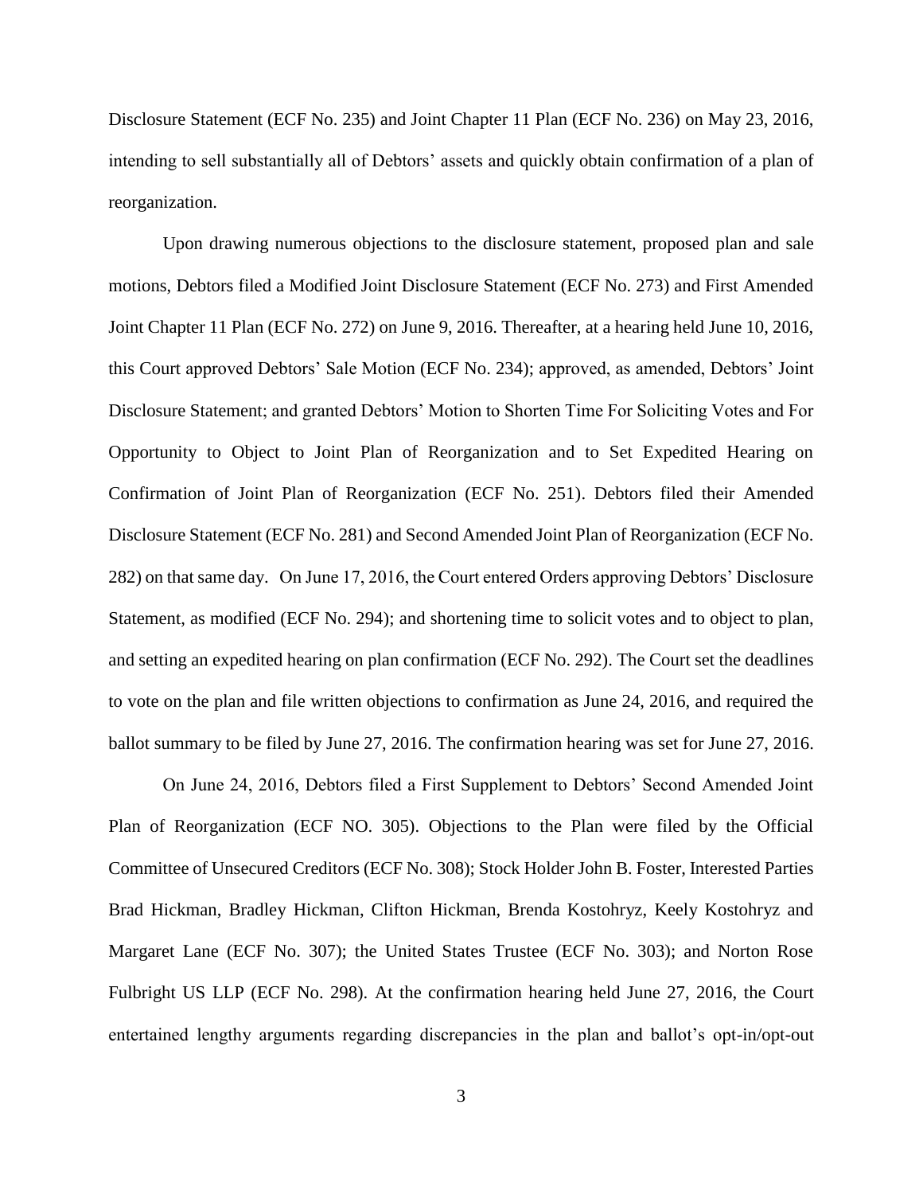Disclosure Statement (ECF No. 235) and Joint Chapter 11 Plan (ECF No. 236) on May 23, 2016, intending to sell substantially all of Debtors' assets and quickly obtain confirmation of a plan of reorganization.

Upon drawing numerous objections to the disclosure statement, proposed plan and sale motions, Debtors filed a Modified Joint Disclosure Statement (ECF No. 273) and First Amended Joint Chapter 11 Plan (ECF No. 272) on June 9, 2016. Thereafter, at a hearing held June 10, 2016, this Court approved Debtors' Sale Motion (ECF No. 234); approved, as amended, Debtors' Joint Disclosure Statement; and granted Debtors' Motion to Shorten Time For Soliciting Votes and For Opportunity to Object to Joint Plan of Reorganization and to Set Expedited Hearing on Confirmation of Joint Plan of Reorganization (ECF No. 251). Debtors filed their Amended Disclosure Statement (ECF No. 281) and Second Amended Joint Plan of Reorganization (ECF No. 282) on that same day. On June 17, 2016, the Court entered Orders approving Debtors' Disclosure Statement, as modified (ECF No. 294); and shortening time to solicit votes and to object to plan, and setting an expedited hearing on plan confirmation (ECF No. 292). The Court set the deadlines to vote on the plan and file written objections to confirmation as June 24, 2016, and required the ballot summary to be filed by June 27, 2016. The confirmation hearing was set for June 27, 2016.

On June 24, 2016, Debtors filed a First Supplement to Debtors' Second Amended Joint Plan of Reorganization (ECF NO. 305). Objections to the Plan were filed by the Official Committee of Unsecured Creditors (ECF No. 308); Stock Holder John B. Foster, Interested Parties Brad Hickman, Bradley Hickman, Clifton Hickman, Brenda Kostohryz, Keely Kostohryz and Margaret Lane (ECF No. 307); the United States Trustee (ECF No. 303); and Norton Rose Fulbright US LLP (ECF No. 298). At the confirmation hearing held June 27, 2016, the Court entertained lengthy arguments regarding discrepancies in the plan and ballot's opt-in/opt-out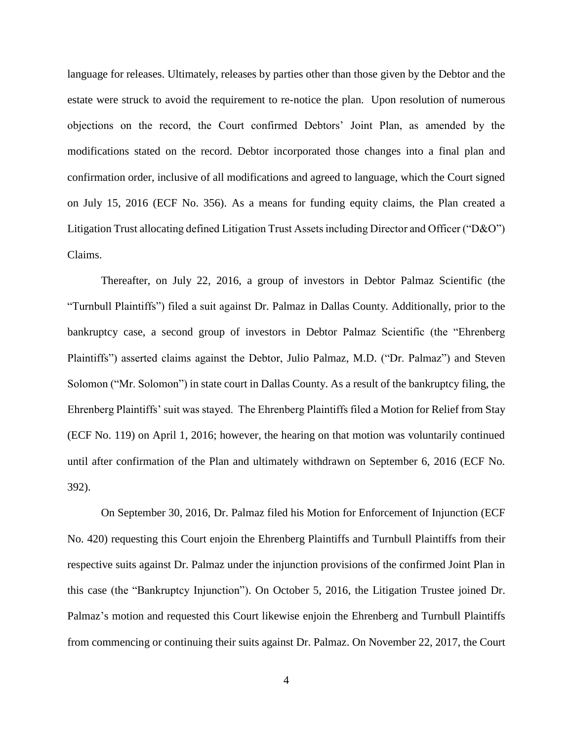language for releases. Ultimately, releases by parties other than those given by the Debtor and the estate were struck to avoid the requirement to re-notice the plan. Upon resolution of numerous objections on the record, the Court confirmed Debtors' Joint Plan, as amended by the modifications stated on the record. Debtor incorporated those changes into a final plan and confirmation order, inclusive of all modifications and agreed to language, which the Court signed on July 15, 2016 (ECF No. 356). As a means for funding equity claims, the Plan created a Litigation Trust allocating defined Litigation Trust Assets including Director and Officer ("D&O") Claims.

Thereafter, on July 22, 2016, a group of investors in Debtor Palmaz Scientific (the "Turnbull Plaintiffs") filed a suit against Dr. Palmaz in Dallas County. Additionally, prior to the bankruptcy case, a second group of investors in Debtor Palmaz Scientific (the "Ehrenberg Plaintiffs") asserted claims against the Debtor, Julio Palmaz, M.D. ("Dr. Palmaz") and Steven Solomon ("Mr. Solomon") in state court in Dallas County. As a result of the bankruptcy filing, the Ehrenberg Plaintiffs' suit was stayed. The Ehrenberg Plaintiffs filed a Motion for Relief from Stay (ECF No. 119) on April 1, 2016; however, the hearing on that motion was voluntarily continued until after confirmation of the Plan and ultimately withdrawn on September 6, 2016 (ECF No. 392).

On September 30, 2016, Dr. Palmaz filed his Motion for Enforcement of Injunction (ECF No. 420) requesting this Court enjoin the Ehrenberg Plaintiffs and Turnbull Plaintiffs from their respective suits against Dr. Palmaz under the injunction provisions of the confirmed Joint Plan in this case (the "Bankruptcy Injunction"). On October 5, 2016, the Litigation Trustee joined Dr. Palmaz's motion and requested this Court likewise enjoin the Ehrenberg and Turnbull Plaintiffs from commencing or continuing their suits against Dr. Palmaz. On November 22, 2017, the Court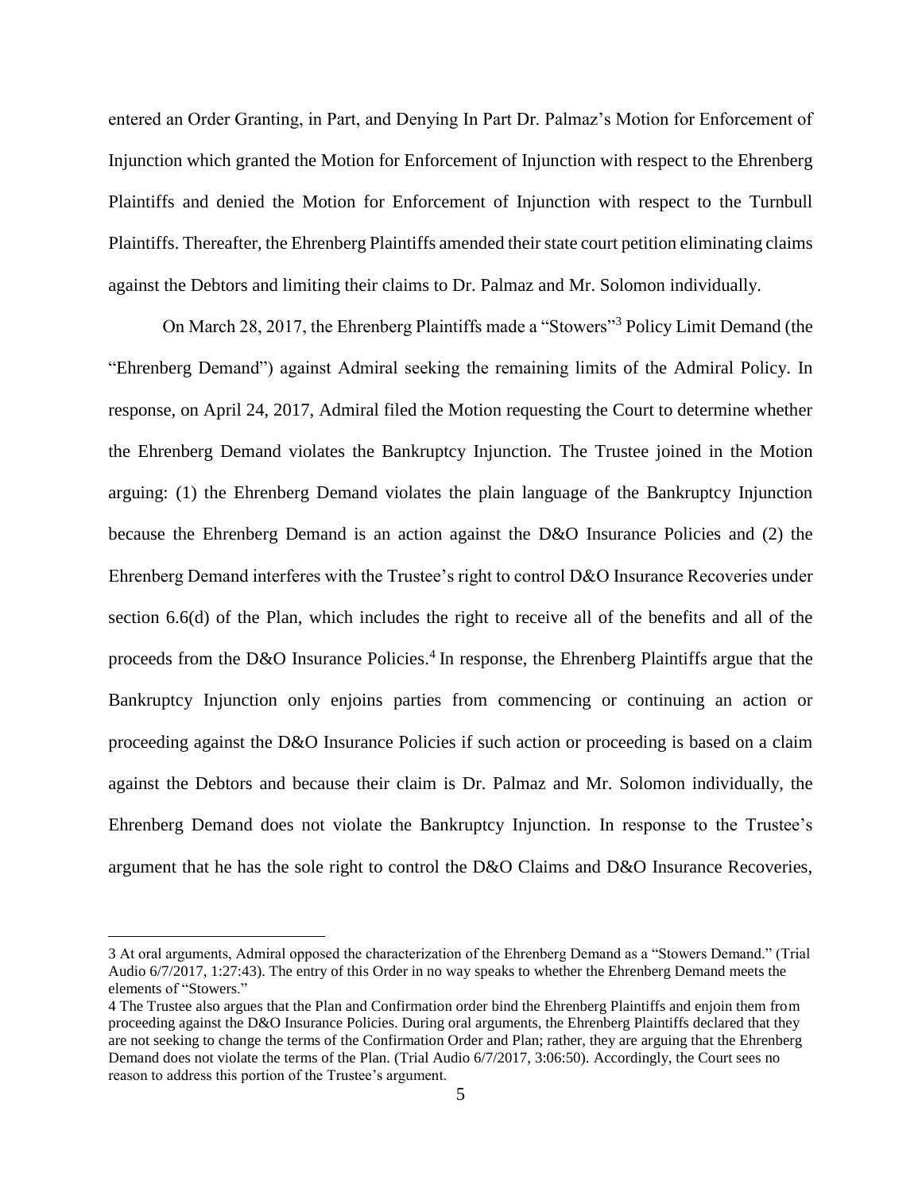entered an Order Granting, in Part, and Denying In Part Dr. Palmaz's Motion for Enforcement of Injunction which granted the Motion for Enforcement of Injunction with respect to the Ehrenberg Plaintiffs and denied the Motion for Enforcement of Injunction with respect to the Turnbull Plaintiffs. Thereafter, the Ehrenberg Plaintiffs amended their state court petition eliminating claims against the Debtors and limiting their claims to Dr. Palmaz and Mr. Solomon individually.

On March 28, 2017, the Ehrenberg Plaintiffs made a "Stowers"[3] Policy Limit Demand (the "Ehrenberg Demand") against Admiral seeking the remaining limits of the Admiral Policy. In response, on April 24, 2017, Admiral filed the Motion requesting the Court to determine whether the Ehrenberg Demand violates the Bankruptcy Injunction. The Trustee joined in the Motion arguing: (1) the Ehrenberg Demand violates the plain language of the Bankruptcy Injunction because the Ehrenberg Demand is an action against the D&O Insurance Policies and (2) the Ehrenberg Demand interferes with the Trustee's right to control D&O Insurance Recoveries under section 6.6(d) of the Plan, which includes the right to receive all of the benefits and all of the proceeds from the D&O Insurance Policies.[4] In response, the Ehrenberg Plaintiffs argue that the Bankruptcy Injunction only enjoins parties from commencing or continuing an action or proceeding against the D&O Insurance Policies if such action or proceeding is based on a claim against the Debtors and because their claim is Dr. Palmaz and Mr. Solomon individually, the Ehrenberg Demand does not violate the Bankruptcy Injunction. In response to the Trustee's argument that he has the sole right to control the D&O Claims and D&O Insurance Recoveries,

---

3 At oral arguments, Admiral opposed the characterization of the Ehrenberg Demand as a "Stowers Demand." (Trial Audio 6/7/2017, 1:27:43). The entry of this Order in no way speaks to whether the Ehrenberg Demand meets the elements of "Stowers."

4 The Trustee also argues that the Plan and Confirmation order bind the Ehrenberg Plaintiffs and enjoin them from proceeding against the D&O Insurance Policies. During oral arguments, the Ehrenberg Plaintiffs declared that they are not seeking to change the terms of the Confirmation Order and Plan; rather, they are arguing that the Ehrenberg Demand does not violate the terms of the Plan. (Trial Audio 6/7/2017, 3:06:50). Accordingly, the Court sees no reason to address this portion of the Trustee's argument.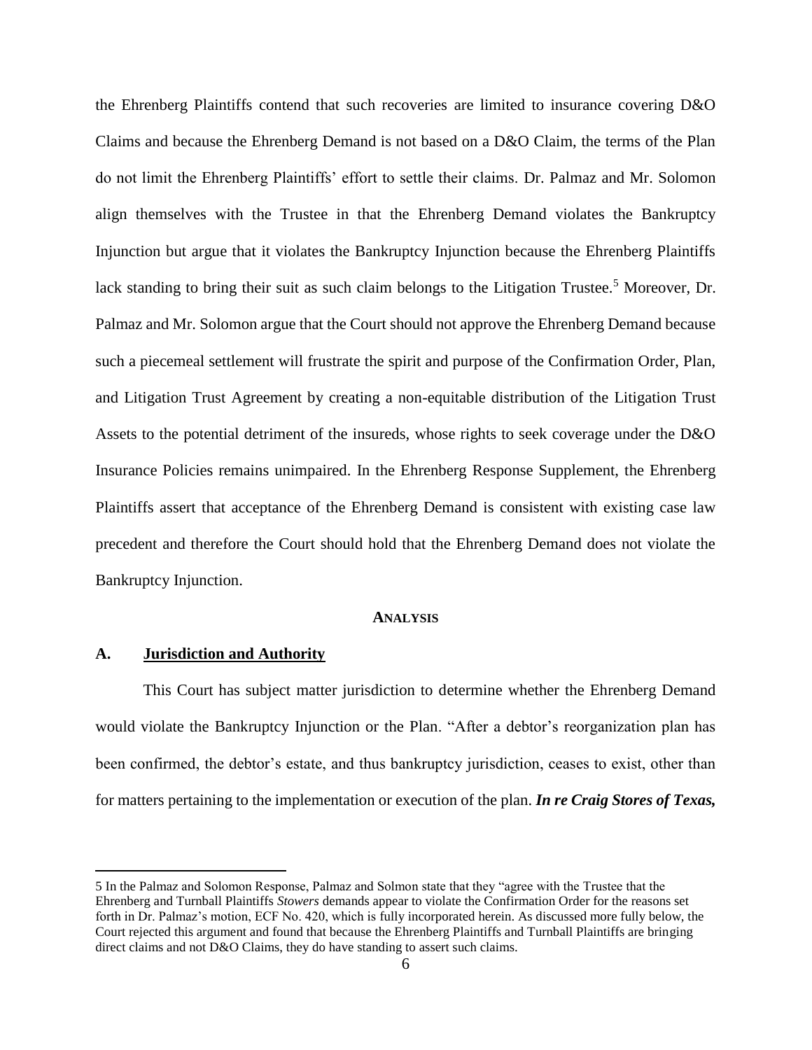the Ehrenberg Plaintiffs contend that such recoveries are limited to insurance covering D&O Claims and because the Ehrenberg Demand is not based on a D&O Claim, the terms of the Plan do not limit the Ehrenberg Plaintiffs' effort to settle their claims. Dr. Palmaz and Mr. Solomon align themselves with the Trustee in that the Ehrenberg Demand violates the Bankruptcy Injunction but argue that it violates the Bankruptcy Injunction because the Ehrenberg Plaintiffs lack standing to bring their suit as such claim belongs to the Litigation Trustee.[5] Moreover, Dr. Palmaz and Mr. Solomon argue that the Court should not approve the Ehrenberg Demand because such a piecemeal settlement will frustrate the spirit and purpose of the Confirmation Order, Plan, and Litigation Trust Agreement by creating a non-equitable distribution of the Litigation Trust Assets to the potential detriment of the insureds, whose rights to seek coverage under the D&O Insurance Policies remains unimpaired. In the Ehrenberg Response Supplement, the Ehrenberg Plaintiffs assert that acceptance of the Ehrenberg Demand is consistent with existing case law precedent and therefore the Court should hold that the Ehrenberg Demand does not violate the Bankruptcy Injunction.

## ANALYSIS

### A. Jurisdiction and Authority

This Court has subject matter jurisdiction to determine whether the Ehrenberg Demand would violate the Bankruptcy Injunction or the Plan. "After a debtor's reorganization plan has been confirmed, the debtor's estate, and thus bankruptcy jurisdiction, ceases to exist, other than for matters pertaining to the implementation or execution of the plan. ***In re Craig Stores of Texas,***

---

5 In the Palmaz and Solomon Response, Palmaz and Solmon state that they "agree with the Trustee that the Ehrenberg and Turnball Plaintiffs *Stowers* demands appear to violate the Confirmation Order for the reasons set forth in Dr. Palmaz's motion, ECF No. 420, which is fully incorporated herein. As discussed more fully below, the Court rejected this argument and found that because the Ehrenberg Plaintiffs and Turnball Plaintiffs are bringing direct claims and not D&O Claims, they do have standing to assert such claims.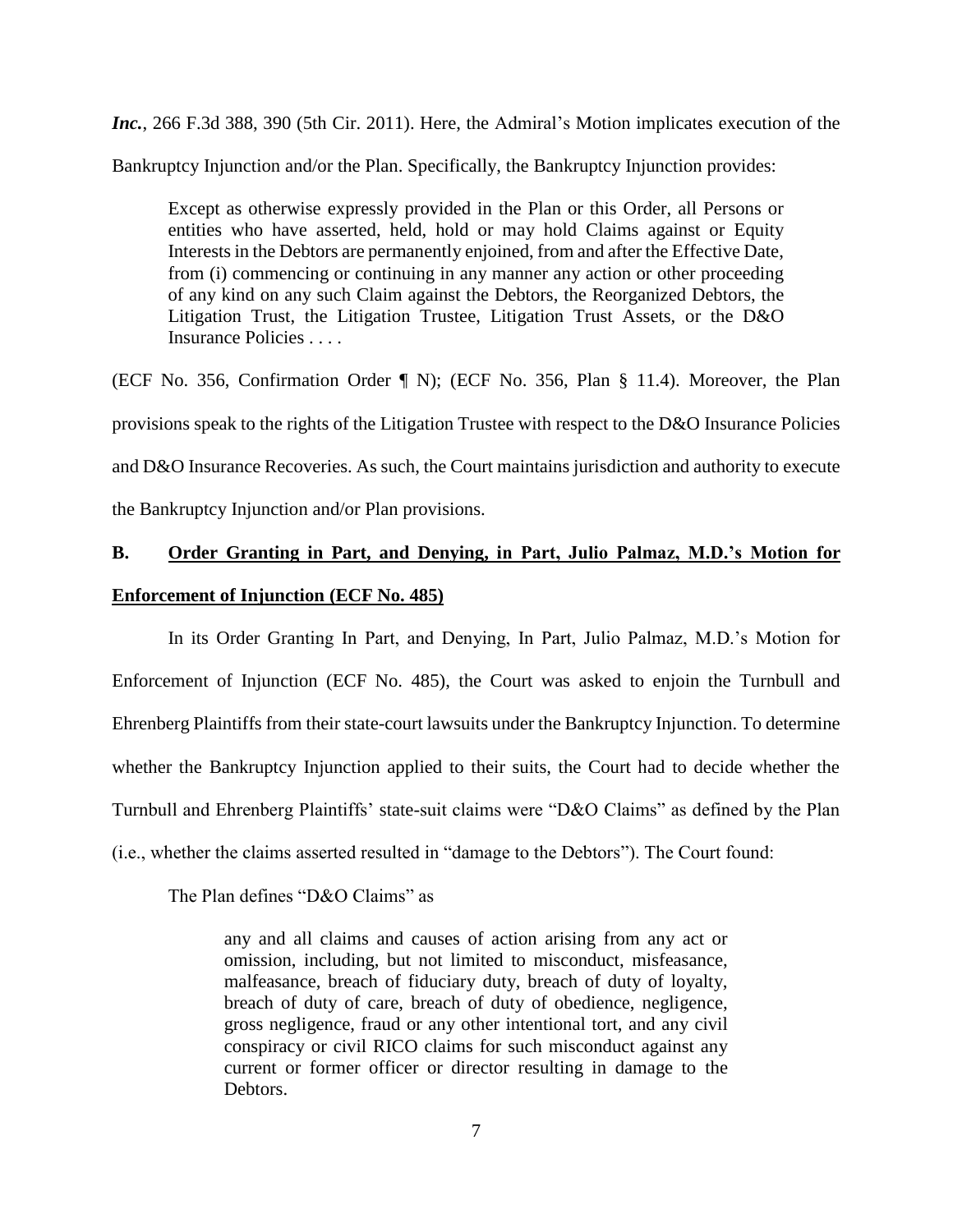*Inc.*, 266 F.3d 388, 390 (5th Cir. 2011). Here, the Admiral's Motion implicates execution of the Bankruptcy Injunction and/or the Plan. Specifically, the Bankruptcy Injunction provides:

> Except as otherwise expressly provided in the Plan or this Order, all Persons or entities who have asserted, held, hold or may hold Claims against or Equity Interests in the Debtors are permanently enjoined, from and after the Effective Date, from (i) commencing or continuing in any manner any action or other proceeding of any kind on any such Claim against the Debtors, the Reorganized Debtors, the Litigation Trust, the Litigation Trustee, Litigation Trust Assets, or the D&O Insurance Policies . . . .

(ECF No. 356, Confirmation Order ¶ N); (ECF No. 356, Plan § 11.4). Moreover, the Plan provisions speak to the rights of the Litigation Trustee with respect to the D&O Insurance Policies and D&O Insurance Recoveries. As such, the Court maintains jurisdiction and authority to execute the Bankruptcy Injunction and/or Plan provisions.

## B. <u>Order Granting in Part, and Denying, in Part, Julio Palmaz, M.D.'s Motion for Enforcement of Injunction (ECF No. 485)</u>

In its Order Granting In Part, and Denying, In Part, Julio Palmaz, M.D.'s Motion for Enforcement of Injunction (ECF No. 485), the Court was asked to enjoin the Turnbull and Ehrenberg Plaintiffs from their state-court lawsuits under the Bankruptcy Injunction. To determine whether the Bankruptcy Injunction applied to their suits, the Court had to decide whether the Turnbull and Ehrenberg Plaintiffs' state-suit claims were "D&O Claims" as defined by the Plan (i.e., whether the claims asserted resulted in "damage to the Debtors"). The Court found:

> The Plan defines "D&O Claims" as
>
> > any and all claims and causes of action arising from any act or omission, including, but not limited to misconduct, misfeasance, malfeasance, breach of fiduciary duty, breach of duty of loyalty, breach of duty of care, breach of duty of obedience, negligence, gross negligence, fraud or any other intentional tort, and any civil conspiracy or civil RICO claims for such misconduct against any current or former officer or director resulting in damage to the Debtors.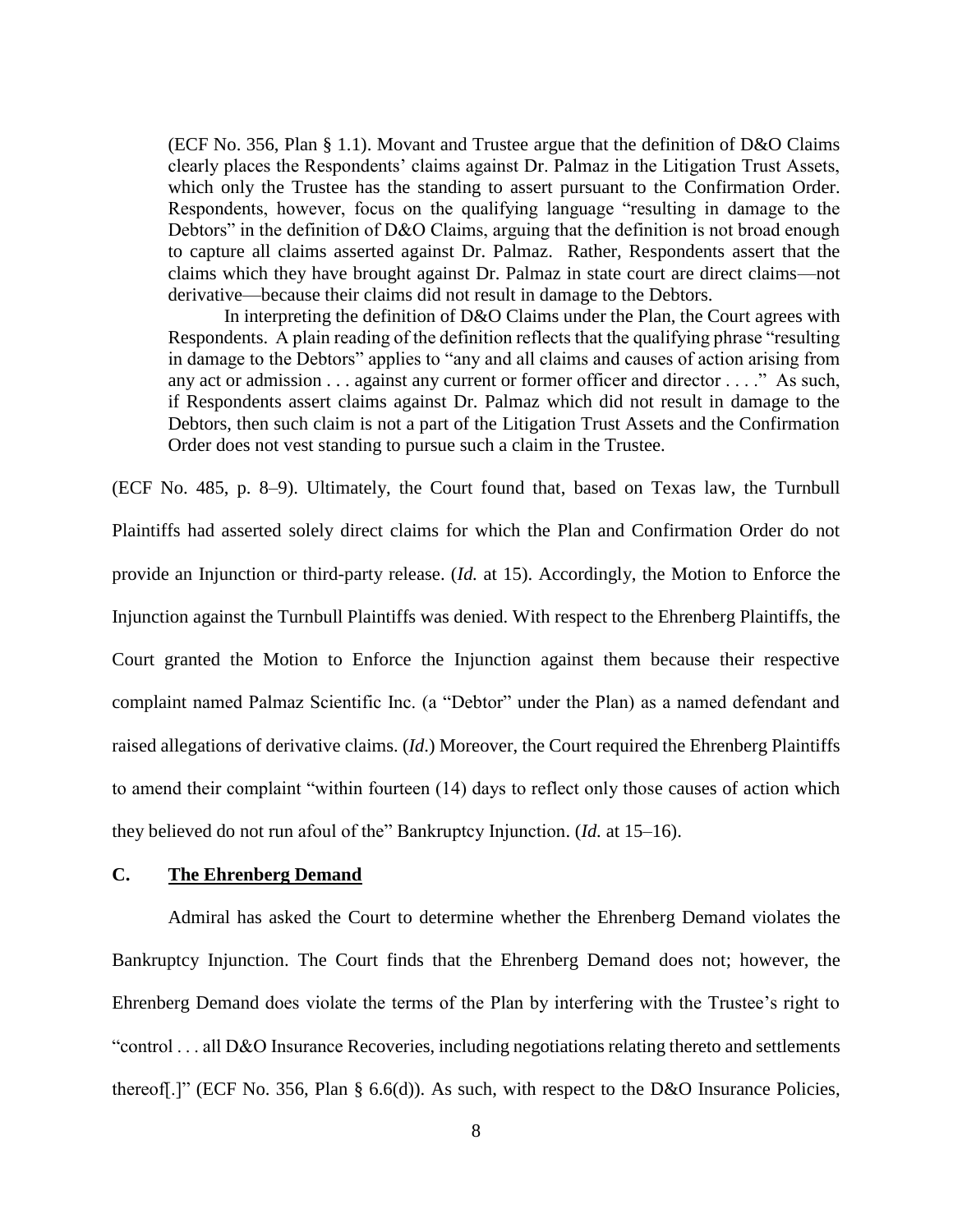> (ECF No. 356, Plan § 1.1). Movant and Trustee argue that the definition of D&O Claims clearly places the Respondents' claims against Dr. Palmaz in the Litigation Trust Assets, which only the Trustee has the standing to assert pursuant to the Confirmation Order. Respondents, however, focus on the qualifying language "resulting in damage to the Debtors" in the definition of D&O Claims, arguing that the definition is not broad enough to capture all claims asserted against Dr. Palmaz. Rather, Respondents assert that the claims which they have brought against Dr. Palmaz in state court are direct claims—not derivative—because their claims did not result in damage to the Debtors.
>
> In interpreting the definition of D&O Claims under the Plan, the Court agrees with Respondents. A plain reading of the definition reflects that the qualifying phrase "resulting in damage to the Debtors" applies to "any and all claims and causes of action arising from any act or admission . . . against any current or former officer and director . . . ." As such, if Respondents assert claims against Dr. Palmaz which did not result in damage to the Debtors, then such claim is not a part of the Litigation Trust Assets and the Confirmation Order does not vest standing to pursue such a claim in the Trustee.

(ECF No. 485, p. 8–9). Ultimately, the Court found that, based on Texas law, the Turnbull Plaintiffs had asserted solely direct claims for which the Plan and Confirmation Order do not provide an Injunction or third-party release. (*Id.* at 15). Accordingly, the Motion to Enforce the Injunction against the Turnbull Plaintiffs was denied. With respect to the Ehrenberg Plaintiffs, the Court granted the Motion to Enforce the Injunction against them because their respective complaint named Palmaz Scientific Inc. (a "Debtor" under the Plan) as a named defendant and raised allegations of derivative claims. (*Id*.) Moreover, the Court required the Ehrenberg Plaintiffs to amend their complaint "within fourteen (14) days to reflect only those causes of action which they believed do not run afoul of the" Bankruptcy Injunction. (*Id.* at 15–16).

### C. The Ehrenberg Demand

Admiral has asked the Court to determine whether the Ehrenberg Demand violates the Bankruptcy Injunction. The Court finds that the Ehrenberg Demand does not; however, the Ehrenberg Demand does violate the terms of the Plan by interfering with the Trustee's right to "control . . . all D&O Insurance Recoveries, including negotiations relating thereto and settlements thereof[.]" (ECF No. 356, Plan § 6.6(d)). As such, with respect to the D&O Insurance Policies,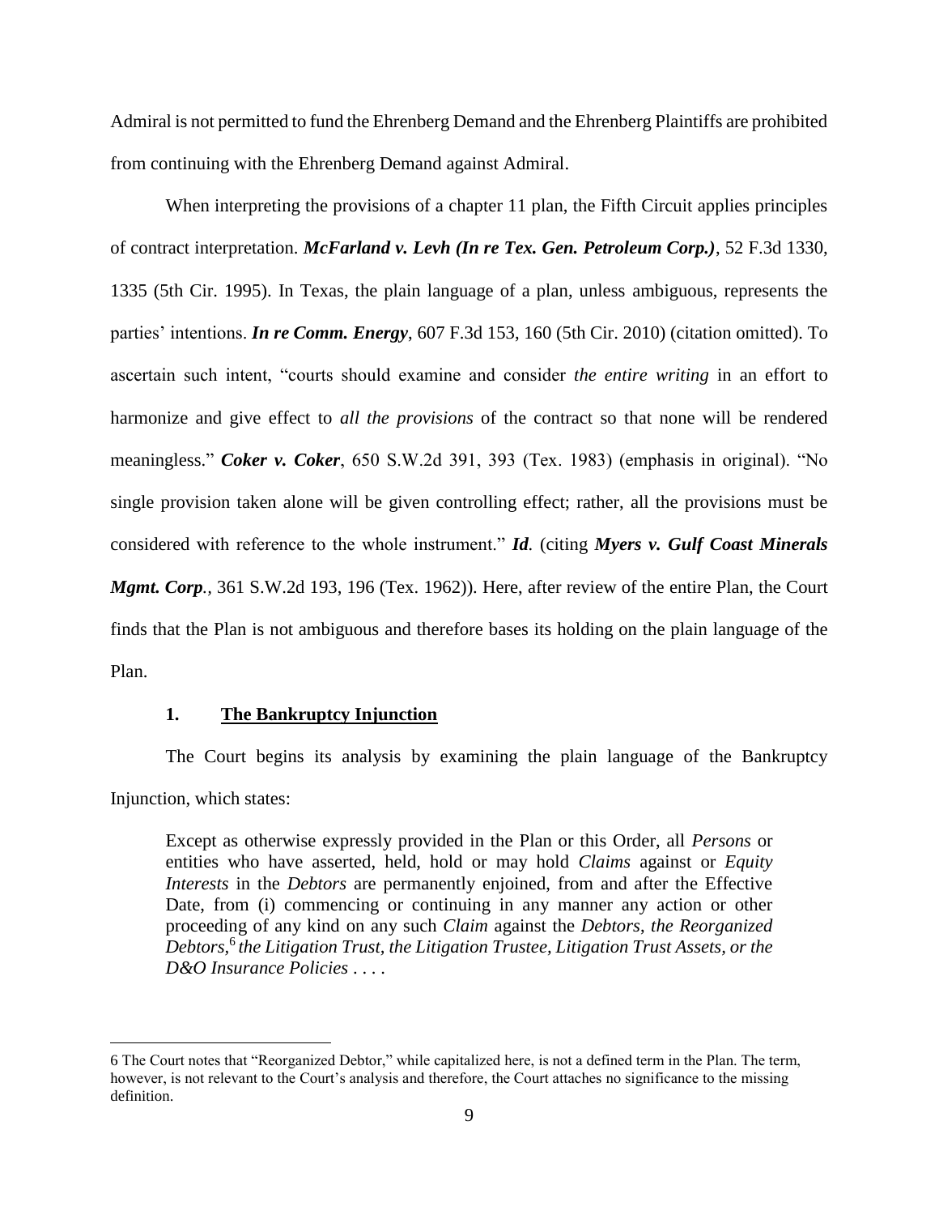Admiral is not permitted to fund the Ehrenberg Demand and the Ehrenberg Plaintiffs are prohibited from continuing with the Ehrenberg Demand against Admiral.

When interpreting the provisions of a chapter 11 plan, the Fifth Circuit applies principles of contract interpretation. ***McFarland v. Levh (In re Tex. Gen. Petroleum Corp.)***, 52 F.3d 1330, 1335 (5th Cir. 1995). In Texas, the plain language of a plan, unless ambiguous, represents the parties' intentions. ***In re Comm. Energy***, 607 F.3d 153, 160 (5th Cir. 2010) (citation omitted). To ascertain such intent, "courts should examine and consider *the entire writing* in an effort to harmonize and give effect to *all the provisions* of the contract so that none will be rendered meaningless." ***Coker v. Coker***, 650 S.W.2d 391, 393 (Tex. 1983) (emphasis in original). "No single provision taken alone will be given controlling effect; rather, all the provisions must be considered with reference to the whole instrument." ***Id.*** (citing ***Myers v. Gulf Coast Minerals Mgmt. Corp.***, 361 S.W.2d 193, 196 (Tex. 1962)). Here, after review of the entire Plan, the Court finds that the Plan is not ambiguous and therefore bases its holding on the plain language of the Plan.

### 1. <u>The Bankruptcy Injunction</u>

The Court begins its analysis by examining the plain language of the Bankruptcy Injunction, which states:

> Except as otherwise expressly provided in the Plan or this Order, all *Persons* or entities who have asserted, held, hold or may hold *Claims* against or *Equity Interests* in the *Debtors* are permanently enjoined, from and after the Effective Date, from (i) commencing or continuing in any manner any action or other proceeding of any kind on any such *Claim* against the *Debtors*, *the Reorganized Debtors*,[6] *the Litigation Trust, the Litigation Trustee, Litigation Trust Assets, or the D&O Insurance Policies* . . . .

---

6 The Court notes that "Reorganized Debtor," while capitalized here, is not a defined term in the Plan. The term, however, is not relevant to the Court's analysis and therefore, the Court attaches no significance to the missing definition.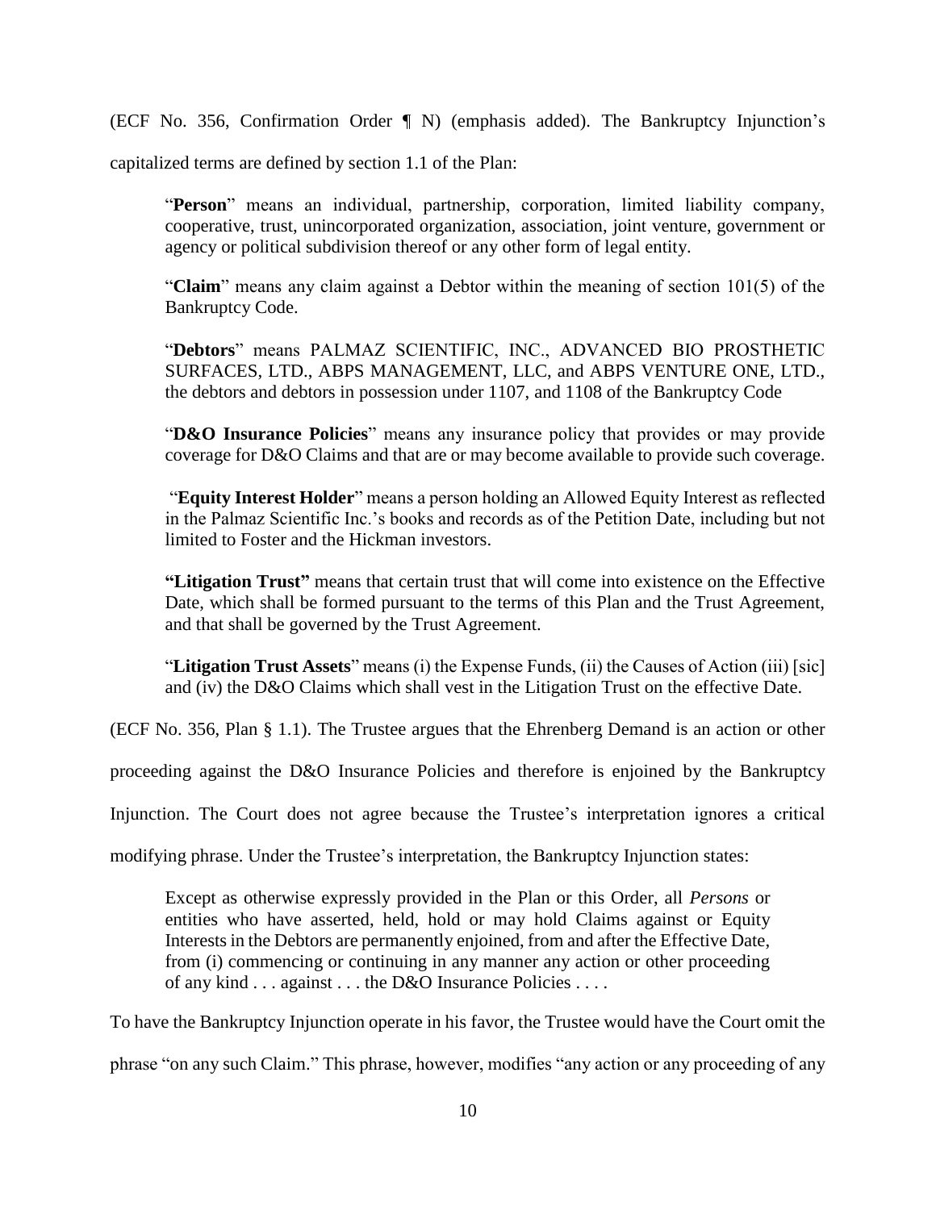(ECF No. 356, Confirmation Order ¶ N) (emphasis added). The Bankruptcy Injunction's capitalized terms are defined by section 1.1 of the Plan:

> "**Person**" means an individual, partnership, corporation, limited liability company, cooperative, trust, unincorporated organization, association, joint venture, government or agency or political subdivision thereof or any other form of legal entity.
>
> "**Claim**" means any claim against a Debtor within the meaning of section 101(5) of the Bankruptcy Code.
>
> "**Debtors**" means PALMAZ SCIENTIFIC, INC., ADVANCED BIO PROSTHETIC SURFACES, LTD., ABPS MANAGEMENT, LLC, and ABPS VENTURE ONE, LTD., the debtors and debtors in possession under 1107, and 1108 of the Bankruptcy Code
>
> "**D&O Insurance Policies**" means any insurance policy that provides or may provide coverage for D&O Claims and that are or may become available to provide such coverage.
>
> "**Equity Interest Holder**" means a person holding an Allowed Equity Interest as reflected in the Palmaz Scientific Inc.'s books and records as of the Petition Date, including but not limited to Foster and the Hickman investors.
>
> **"Litigation Trust"** means that certain trust that will come into existence on the Effective Date, which shall be formed pursuant to the terms of this Plan and the Trust Agreement, and that shall be governed by the Trust Agreement.
>
> "**Litigation Trust Assets**" means (i) the Expense Funds, (ii) the Causes of Action (iii) [sic] and (iv) the D&O Claims which shall vest in the Litigation Trust on the effective Date.

(ECF No. 356, Plan § 1.1). The Trustee argues that the Ehrenberg Demand is an action or other proceeding against the D&O Insurance Policies and therefore is enjoined by the Bankruptcy Injunction. The Court does not agree because the Trustee's interpretation ignores a critical modifying phrase. Under the Trustee's interpretation, the Bankruptcy Injunction states:

> Except as otherwise expressly provided in the Plan or this Order, all *Persons* or entities who have asserted, held, hold or may hold Claims against or Equity Interests in the Debtors are permanently enjoined, from and after the Effective Date, from (i) commencing or continuing in any manner any action or other proceeding of any kind . . . against . . . the D&O Insurance Policies . . . .

To have the Bankruptcy Injunction operate in his favor, the Trustee would have the Court omit the phrase "on any such Claim." This phrase, however, modifies "any action or any proceeding of any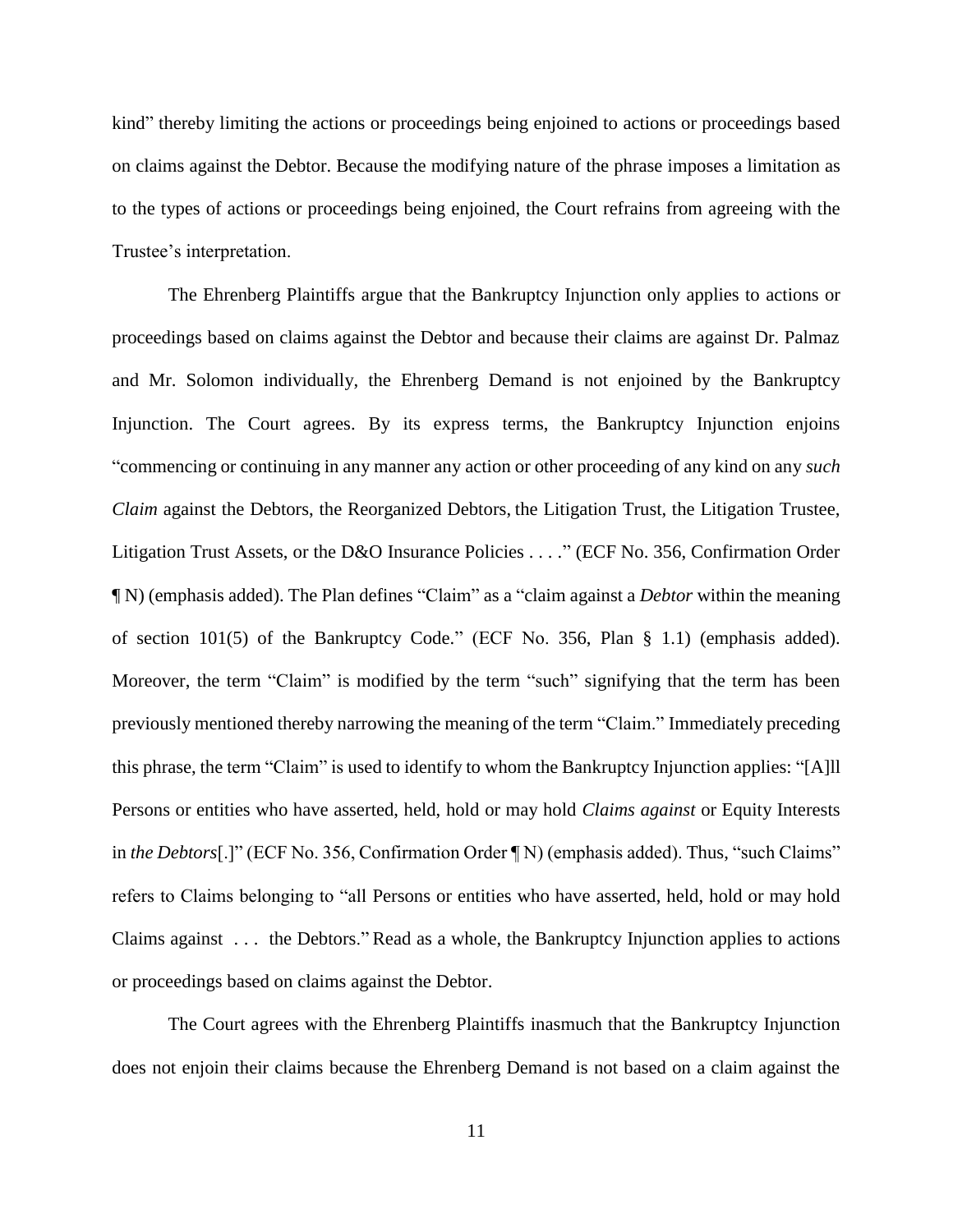kind" thereby limiting the actions or proceedings being enjoined to actions or proceedings based on claims against the Debtor. Because the modifying nature of the phrase imposes a limitation as to the types of actions or proceedings being enjoined, the Court refrains from agreeing with the Trustee's interpretation.

The Ehrenberg Plaintiffs argue that the Bankruptcy Injunction only applies to actions or proceedings based on claims against the Debtor and because their claims are against Dr. Palmaz and Mr. Solomon individually, the Ehrenberg Demand is not enjoined by the Bankruptcy Injunction. The Court agrees. By its express terms, the Bankruptcy Injunction enjoins "commencing or continuing in any manner any action or other proceeding of any kind on any *such Claim* against the Debtors, the Reorganized Debtors, the Litigation Trust, the Litigation Trustee, Litigation Trust Assets, or the D&O Insurance Policies . . . ." (ECF No. 356, Confirmation Order ¶ N) (emphasis added). The Plan defines "Claim" as a "claim against a *Debtor* within the meaning of section 101(5) of the Bankruptcy Code." (ECF No. 356, Plan § 1.1) (emphasis added). Moreover, the term "Claim" is modified by the term "such" signifying that the term has been previously mentioned thereby narrowing the meaning of the term "Claim." Immediately preceding this phrase, the term "Claim" is used to identify to whom the Bankruptcy Injunction applies: "[A]ll Persons or entities who have asserted, held, hold or may hold *Claims against* or Equity Interests in *the Debtors*[.]" (ECF No. 356, Confirmation Order ¶ N) (emphasis added). Thus, "such Claims" refers to Claims belonging to "all Persons or entities who have asserted, held, hold or may hold Claims against . . . the Debtors." Read as a whole, the Bankruptcy Injunction applies to actions or proceedings based on claims against the Debtor.

The Court agrees with the Ehrenberg Plaintiffs inasmuch that the Bankruptcy Injunction does not enjoin their claims because the Ehrenberg Demand is not based on a claim against the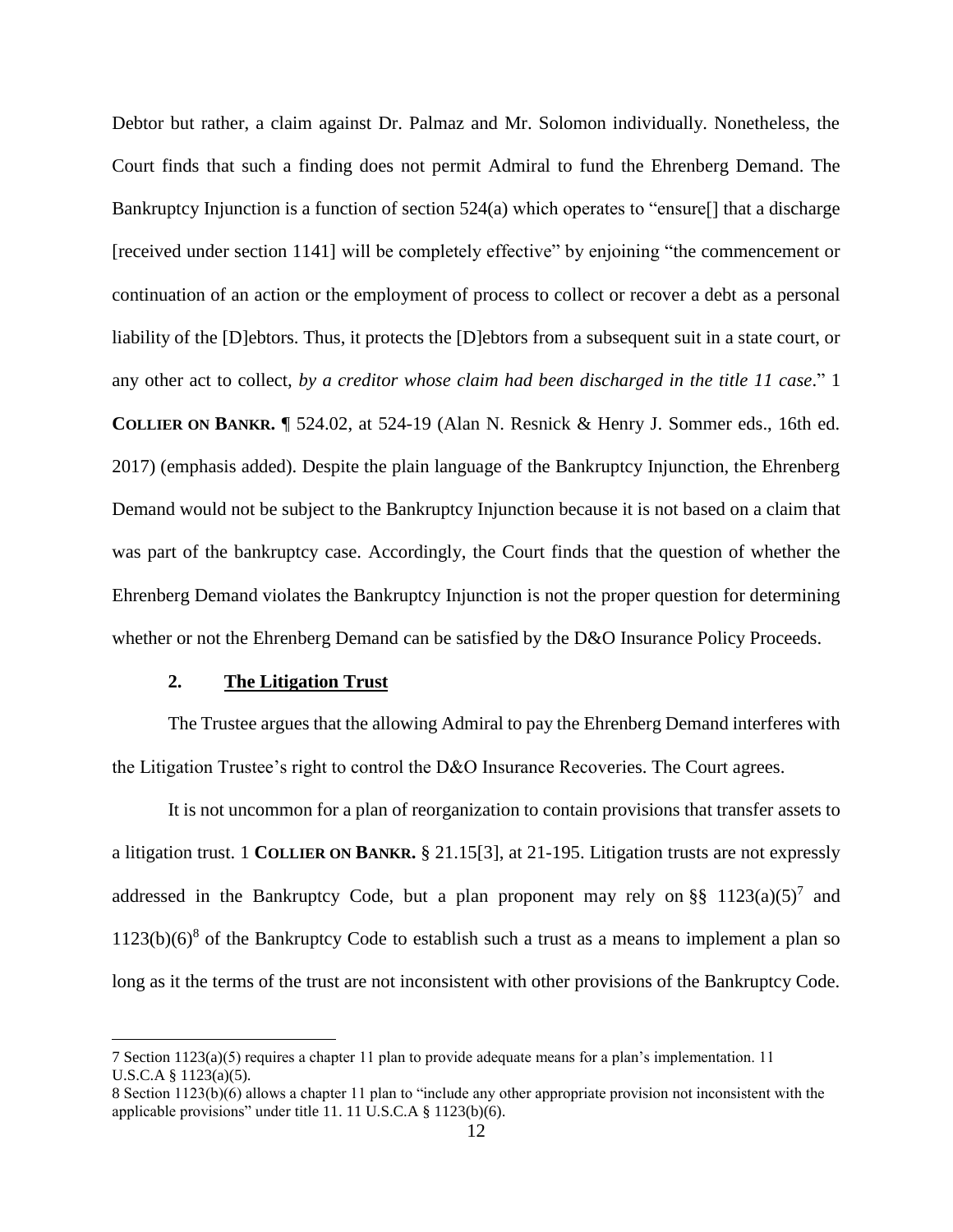Debtor but rather, a claim against Dr. Palmaz and Mr. Solomon individually. Nonetheless, the Court finds that such a finding does not permit Admiral to fund the Ehrenberg Demand. The Bankruptcy Injunction is a function of section 524(a) which operates to "ensure[] that a discharge [received under section 1141] will be completely effective" by enjoining "the commencement or continuation of an action or the employment of process to collect or recover a debt as a personal liability of the [D]ebtors. Thus, it protects the [D]ebtors from a subsequent suit in a state court, or any other act to collect, *by a creditor whose claim had been discharged in the title 11 case*." 1 **COLLIER ON BANKR.** ¶ 524.02, at 524-19 (Alan N. Resnick & Henry J. Sommer eds., 16th ed. 2017) (emphasis added). Despite the plain language of the Bankruptcy Injunction, the Ehrenberg Demand would not be subject to the Bankruptcy Injunction because it is not based on a claim that was part of the bankruptcy case. Accordingly, the Court finds that the question of whether the Ehrenberg Demand violates the Bankruptcy Injunction is not the proper question for determining whether or not the Ehrenberg Demand can be satisfied by the D&O Insurance Policy Proceeds.

### 2. The Litigation Trust

The Trustee argues that the allowing Admiral to pay the Ehrenberg Demand interferes with the Litigation Trustee's right to control the D&O Insurance Recoveries. The Court agrees.

It is not uncommon for a plan of reorganization to contain provisions that transfer assets to a litigation trust. 1 **COLLIER ON BANKR.** § 21.15[3], at 21-195. Litigation trusts are not expressly addressed in the Bankruptcy Code, but a plan proponent may rely on §§ 1123(a)(5)[7] and 1123(b)(6)[8] of the Bankruptcy Code to establish such a trust as a means to implement a plan so long as it the terms of the trust are not inconsistent with other provisions of the Bankruptcy Code.

---

7 Section 1123(a)(5) requires a chapter 11 plan to provide adequate means for a plan's implementation. 11 U.S.C.A § 1123(a)(5).

8 Section 1123(b)(6) allows a chapter 11 plan to "include any other appropriate provision not inconsistent with the applicable provisions" under title 11. 11 U.S.C.A § 1123(b)(6).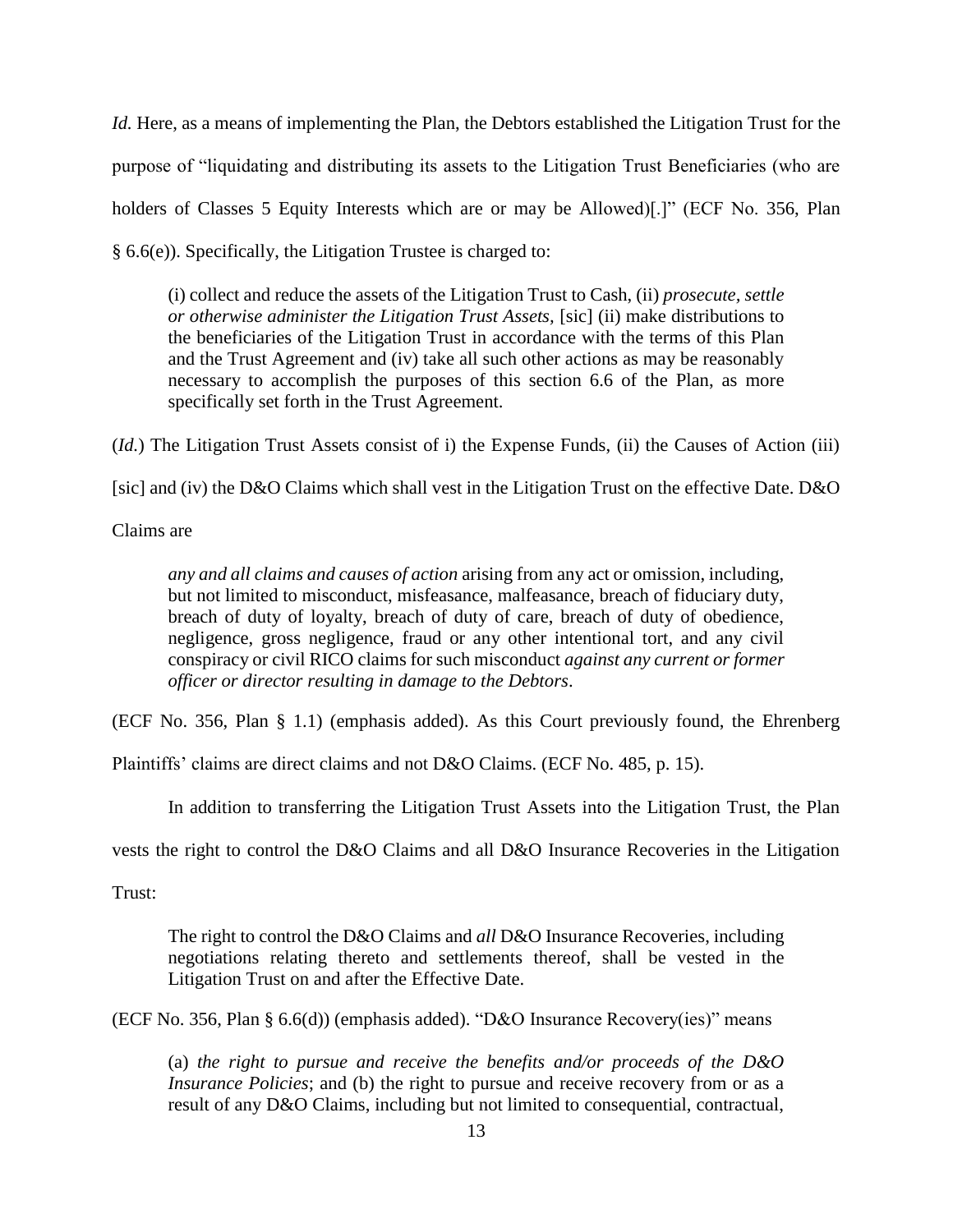*Id.* Here, as a means of implementing the Plan, the Debtors established the Litigation Trust for the purpose of "liquidating and distributing its assets to the Litigation Trust Beneficiaries (who are holders of Classes 5 Equity Interests which are or may be Allowed)[.]" (ECF No. 356, Plan § 6.6(e)). Specifically, the Litigation Trustee is charged to:

> (i) collect and reduce the assets of the Litigation Trust to Cash, (ii) *prosecute, settle or otherwise administer the Litigation Trust Assets*, [sic] (ii) make distributions to the beneficiaries of the Litigation Trust in accordance with the terms of this Plan and the Trust Agreement and (iv) take all such other actions as may be reasonably necessary to accomplish the purposes of this section 6.6 of the Plan, as more specifically set forth in the Trust Agreement.

(*Id.*) The Litigation Trust Assets consist of i) the Expense Funds, (ii) the Causes of Action (iii) [sic] and (iv) the D&O Claims which shall vest in the Litigation Trust on the effective Date. D&O Claims are

> *any and all claims and causes of action* arising from any act or omission, including, but not limited to misconduct, misfeasance, malfeasance, breach of fiduciary duty, breach of duty of loyalty, breach of duty of care, breach of duty of obedience, negligence, gross negligence, fraud or any other intentional tort, and any civil conspiracy or civil RICO claims for such misconduct *against any current or former officer or director resulting in damage to the Debtors*.

(ECF No. 356, Plan § 1.1) (emphasis added). As this Court previously found, the Ehrenberg Plaintiffs' claims are direct claims and not D&O Claims. (ECF No. 485, p. 15).

In addition to transferring the Litigation Trust Assets into the Litigation Trust, the Plan vests the right to control the D&O Claims and all D&O Insurance Recoveries in the Litigation Trust:

> The right to control the D&O Claims and *all* D&O Insurance Recoveries, including negotiations relating thereto and settlements thereof, shall be vested in the Litigation Trust on and after the Effective Date.

(ECF No. 356, Plan § 6.6(d)) (emphasis added). "D&O Insurance Recovery(ies)" means

> (a) *the right to pursue and receive the benefits and/or proceeds of the D&O Insurance Policies*; and (b) the right to pursue and receive recovery from or as a result of any D&O Claims, including but not limited to consequential, contractual,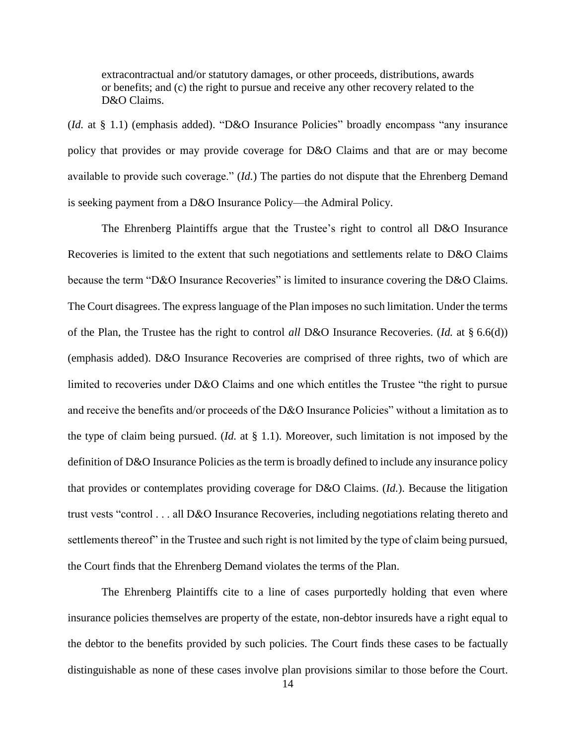> extracontractual and/or statutory damages, or other proceeds, distributions, awards or benefits; and (c) the right to pursue and receive any other recovery related to the D&O Claims.

(*Id.* at § 1.1) (emphasis added). "D&O Insurance Policies" broadly encompass "any insurance policy that provides or may provide coverage for D&O Claims and that are or may become available to provide such coverage." (*Id.*) The parties do not dispute that the Ehrenberg Demand is seeking payment from a D&O Insurance Policy—the Admiral Policy.

The Ehrenberg Plaintiffs argue that the Trustee's right to control all D&O Insurance Recoveries is limited to the extent that such negotiations and settlements relate to D&O Claims because the term "D&O Insurance Recoveries" is limited to insurance covering the D&O Claims. The Court disagrees. The express language of the Plan imposes no such limitation. Under the terms of the Plan, the Trustee has the right to control *all* D&O Insurance Recoveries. (*Id.* at § 6.6(d)) (emphasis added). D&O Insurance Recoveries are comprised of three rights, two of which are limited to recoveries under D&O Claims and one which entitles the Trustee "the right to pursue and receive the benefits and/or proceeds of the D&O Insurance Policies" without a limitation as to the type of claim being pursued. (*Id.* at § 1.1). Moreover, such limitation is not imposed by the definition of D&O Insurance Policies as the term is broadly defined to include any insurance policy that provides or contemplates providing coverage for D&O Claims. (*Id.*). Because the litigation trust vests "control . . . all D&O Insurance Recoveries, including negotiations relating thereto and settlements thereof" in the Trustee and such right is not limited by the type of claim being pursued, the Court finds that the Ehrenberg Demand violates the terms of the Plan.

The Ehrenberg Plaintiffs cite to a line of cases purportedly holding that even where insurance policies themselves are property of the estate, non-debtor insureds have a right equal to the debtor to the benefits provided by such policies. The Court finds these cases to be factually distinguishable as none of these cases involve plan provisions similar to those before the Court.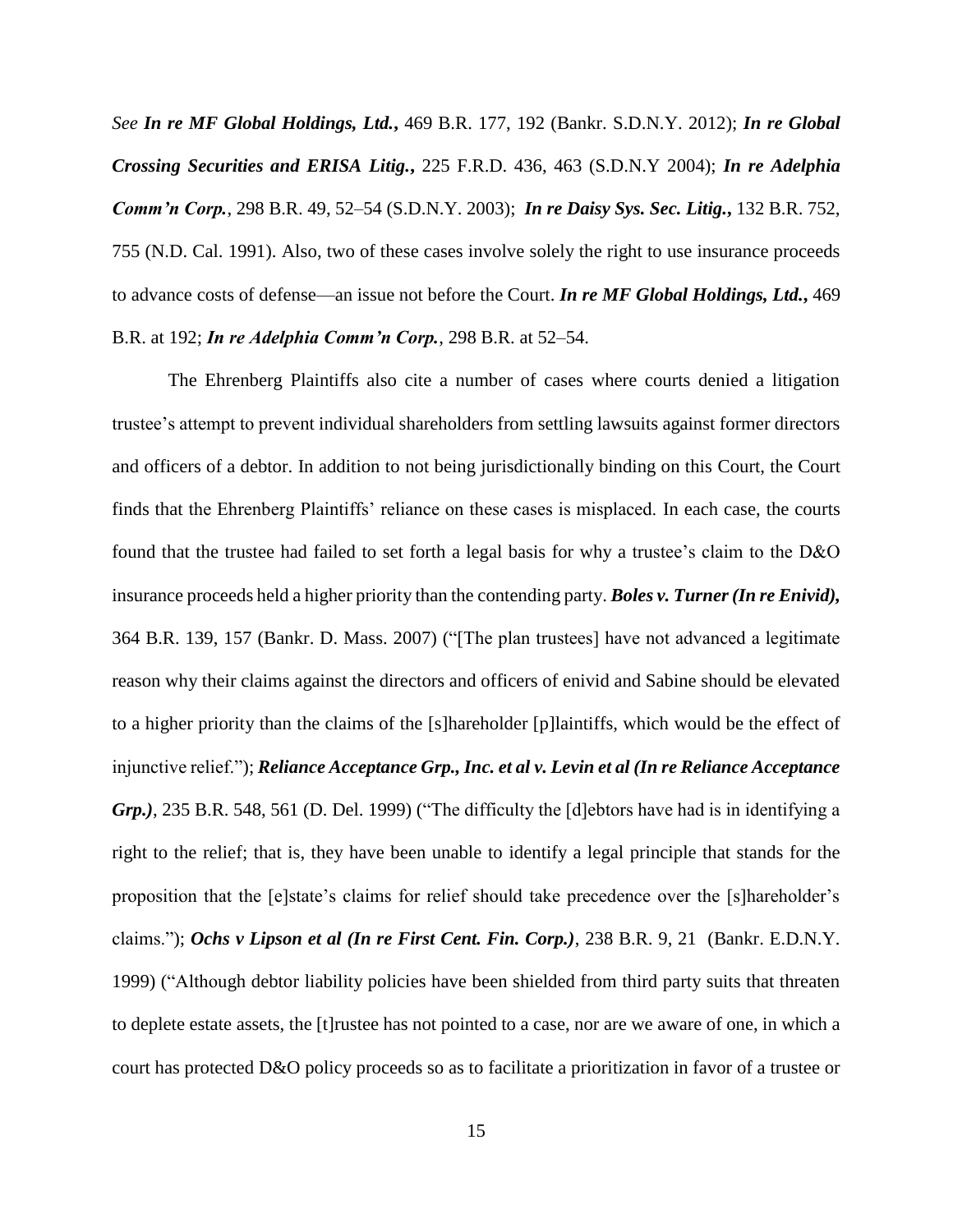*See* ***In re MF Global Holdings, Ltd.***, 469 B.R. 177, 192 (Bankr. S.D.N.Y. 2012); ***In re Global Crossing Securities and ERISA Litig.***, 225 F.R.D. 436, 463 (S.D.N.Y 2004); ***In re Adelphia Comm'n Corp.***, 298 B.R. 49, 52–54 (S.D.N.Y. 2003); ***In re Daisy Sys. Sec. Litig.***, 132 B.R. 752, 755 (N.D. Cal. 1991). Also, two of these cases involve solely the right to use insurance proceeds to advance costs of defense—an issue not before the Court. ***In re MF Global Holdings, Ltd.***, 469 B.R. at 192; ***In re Adelphia Comm'n Corp.***, 298 B.R. at 52–54.

The Ehrenberg Plaintiffs also cite a number of cases where courts denied a litigation trustee's attempt to prevent individual shareholders from settling lawsuits against former directors and officers of a debtor. In addition to not being jurisdictionally binding on this Court, the Court finds that the Ehrenberg Plaintiffs' reliance on these cases is misplaced. In each case, the courts found that the trustee had failed to set forth a legal basis for why a trustee's claim to the D&O insurance proceeds held a higher priority than the contending party. ***Boles v. Turner (In re Enivid),*** 364 B.R. 139, 157 (Bankr. D. Mass. 2007) ("[The plan trustees] have not advanced a legitimate reason why their claims against the directors and officers of enivid and Sabine should be elevated to a higher priority than the claims of the [s]hareholder [p]laintiffs, which would be the effect of injunctive relief."); ***Reliance Acceptance Grp., Inc. et al v. Levin et al (In re Reliance Acceptance Grp.)***, 235 B.R. 548, 561 (D. Del. 1999) ("The difficulty the [d]ebtors have had is in identifying a right to the relief; that is, they have been unable to identify a legal principle that stands for the proposition that the [e]state's claims for relief should take precedence over the [s]hareholder's claims."); ***Ochs v Lipson et al (In re First Cent. Fin. Corp.)***, 238 B.R. 9, 21 (Bankr. E.D.N.Y. 1999) ("Although debtor liability policies have been shielded from third party suits that threaten to deplete estate assets, the [t]rustee has not pointed to a case, nor are we aware of one, in which a court has protected D&O policy proceeds so as to facilitate a prioritization in favor of a trustee or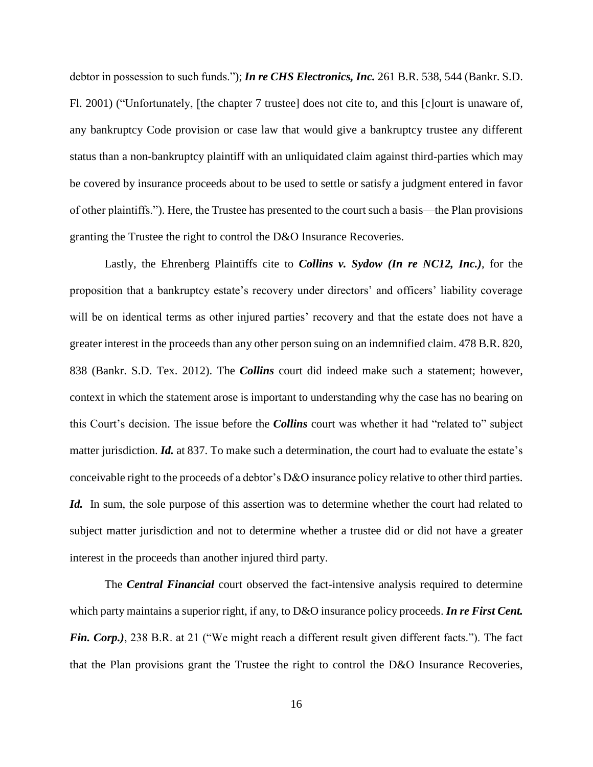debtor in possession to such funds."); ***In re CHS Electronics, Inc.*** 261 B.R. 538, 544 (Bankr. S.D. Fl. 2001) ("Unfortunately, [the chapter 7 trustee] does not cite to, and this [c]ourt is unaware of, any bankruptcy Code provision or case law that would give a bankruptcy trustee any different status than a non-bankruptcy plaintiff with an unliquidated claim against third-parties which may be covered by insurance proceeds about to be used to settle or satisfy a judgment entered in favor of other plaintiffs."). Here, the Trustee has presented to the court such a basis—the Plan provisions granting the Trustee the right to control the D&O Insurance Recoveries.

Lastly, the Ehrenberg Plaintiffs cite to ***Collins v. Sydow (In re NC12, Inc.)***, for the proposition that a bankruptcy estate's recovery under directors' and officers' liability coverage will be on identical terms as other injured parties' recovery and that the estate does not have a greater interest in the proceeds than any other person suing on an indemnified claim. 478 B.R. 820, 838 (Bankr. S.D. Tex. 2012). The ***Collins*** court did indeed make such a statement; however, context in which the statement arose is important to understanding why the case has no bearing on this Court's decision. The issue before the ***Collins*** court was whether it had "related to" subject matter jurisdiction. ***Id.*** at 837. To make such a determination, the court had to evaluate the estate's conceivable right to the proceeds of a debtor's D&O insurance policy relative to other third parties. ***Id.*** In sum, the sole purpose of this assertion was to determine whether the court had related to subject matter jurisdiction and not to determine whether a trustee did or did not have a greater interest in the proceeds than another injured third party.

The ***Central Financial*** court observed the fact-intensive analysis required to determine which party maintains a superior right, if any, to D&O insurance policy proceeds. ***In re First Cent. Fin. Corp.)***, 238 B.R. at 21 ("We might reach a different result given different facts."). The fact that the Plan provisions grant the Trustee the right to control the D&O Insurance Recoveries,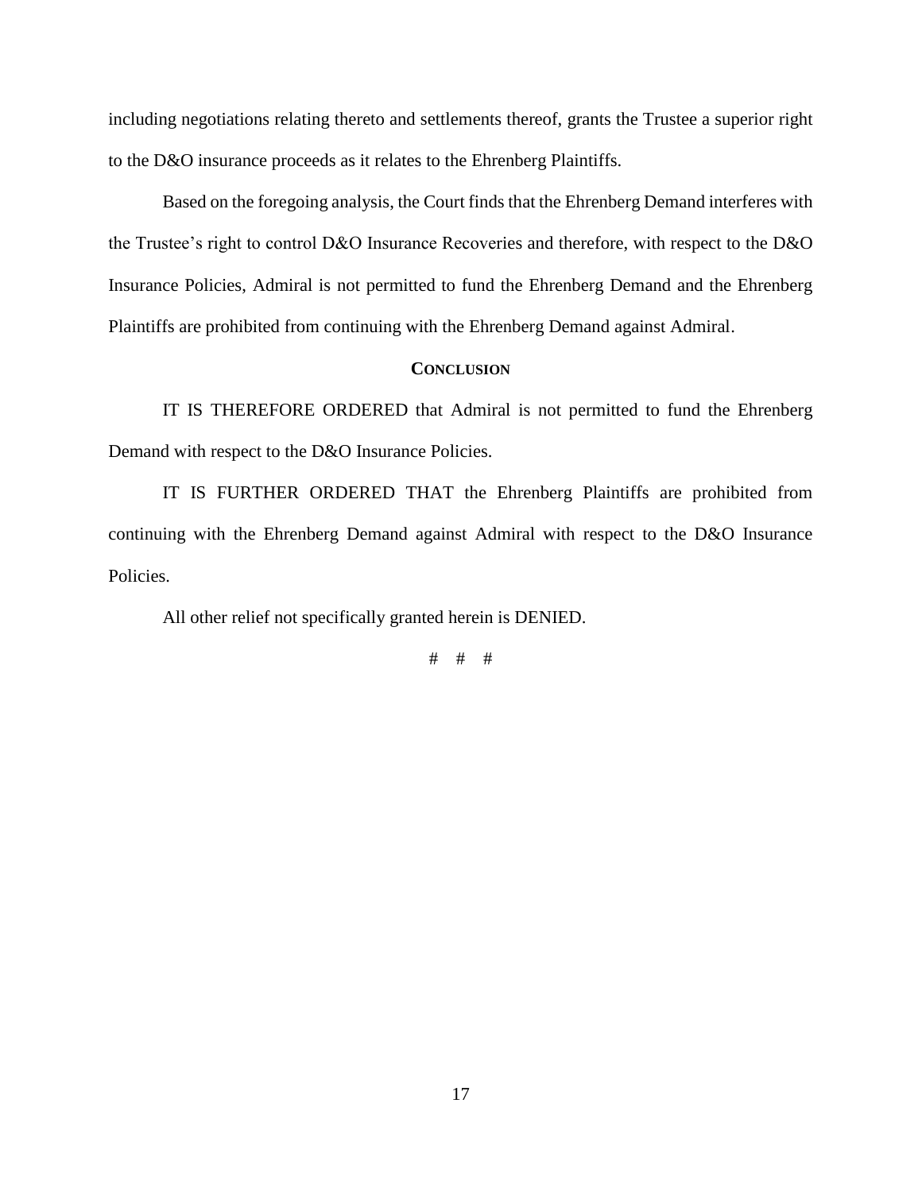including negotiations relating thereto and settlements thereof, grants the Trustee a superior right to the D&O insurance proceeds as it relates to the Ehrenberg Plaintiffs.

Based on the foregoing analysis, the Court finds that the Ehrenberg Demand interferes with the Trustee's right to control D&O Insurance Recoveries and therefore, with respect to the D&O Insurance Policies, Admiral is not permitted to fund the Ehrenberg Demand and the Ehrenberg Plaintiffs are prohibited from continuing with the Ehrenberg Demand against Admiral.

## CONCLUSION

IT IS THEREFORE ORDERED that Admiral is not permitted to fund the Ehrenberg Demand with respect to the D&O Insurance Policies.

IT IS FURTHER ORDERED THAT the Ehrenberg Plaintiffs are prohibited from continuing with the Ehrenberg Demand against Admiral with respect to the D&O Insurance Policies.

All other relief not specifically granted herein is DENIED.

# # #